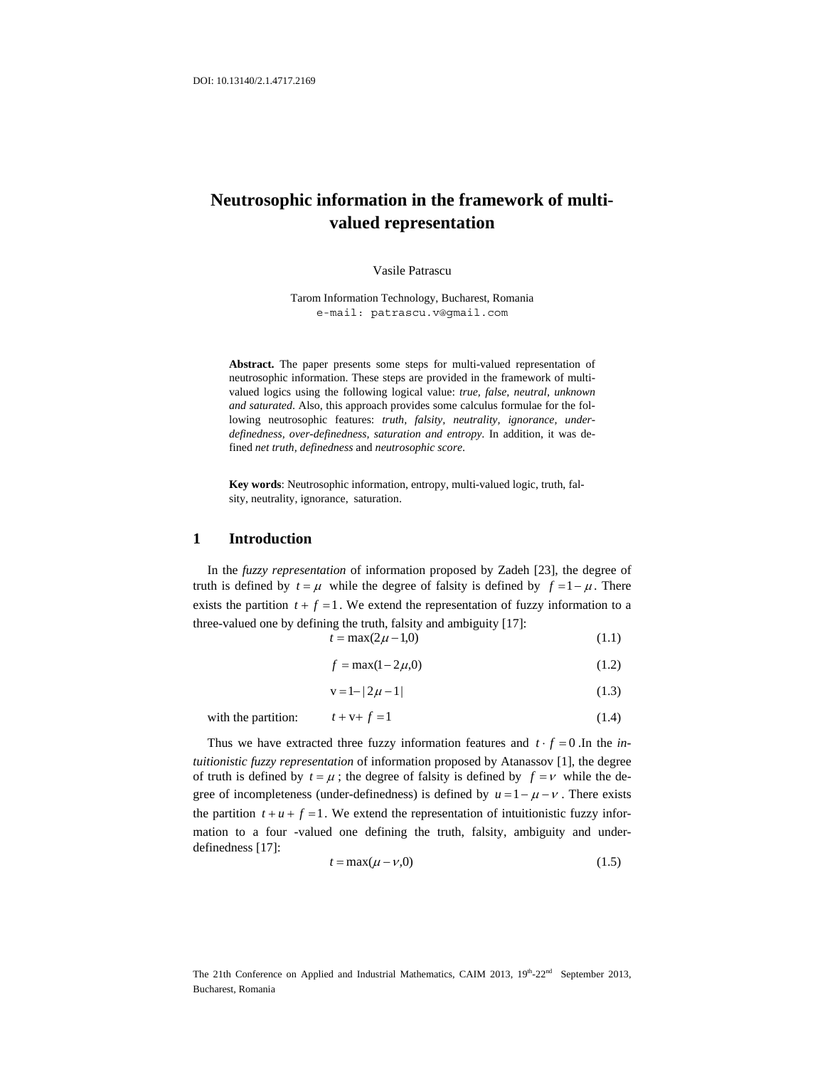DOI: 10.13140/2.1.4717.2169

# Neutrosophic information in the framework of multi-valued representation

Vasile Patrascu

Tarom Information Technology, Bucharest, Romania
e-mail: patrascu.v@gmail.com

**Abstract.** The paper presents some steps for multi-valued representation of neutrosophic information. These steps are provided in the framework of multi-valued logics using the following logical value: *true, false, neutral, unknown and saturated*. Also, this approach provides some calculus formulae for the following neutrosophic features: *truth, falsity, neutrality, ignorance, under-definedness, over-definedness, saturation and entropy*. In addition, it was defined *net truth, definedness* and *neutrosophic score*.

**Key words**: Neutrosophic information, entropy, multi-valued logic, truth, falsity, neutrality, ignorance, saturation.

## 1 Introduction

In the *fuzzy representation* of information proposed by Zadeh [23], the degree of truth is defined by $t = \mu$ while the degree of falsity is defined by $f = 1 - \mu$. There exists the partition $t + f = 1$. We extend the representation of fuzzy information to a three-valued one by defining the truth, falsity and ambiguity [17]:

$$t = \max(2\mu - 1, 0) \tag{1.1}$$

$$f = \max(1 - 2\mu, 0) \tag{1.2}$$

$$\text{v} = 1 - |2\mu - 1| \tag{1.3}$$

with the partition:

$$t + \text{v} + f = 1 \tag{1.4}$$

Thus we have extracted three fuzzy information features and $t \cdot f = 0$. In the *intuitionistic fuzzy representation* of information proposed by Atanassov [1], the degree of truth is defined by $t = \mu$; the degree of falsity is defined by $f = \nu$ while the degree of incompleteness (under-definedness) is defined by $u = 1 - \mu - \nu$. There exists the partition $t + u + f = 1$. We extend the representation of intuitionistic fuzzy information to a four -valued one defining the truth, falsity, ambiguity and under-definedness [17]:

$$t = \max(\mu - \nu, 0) \tag{1.5}$$

The 21th Conference on Applied and Industrial Mathematics, CAIM 2013, 19th-22nd September 2013, Bucharest, Romania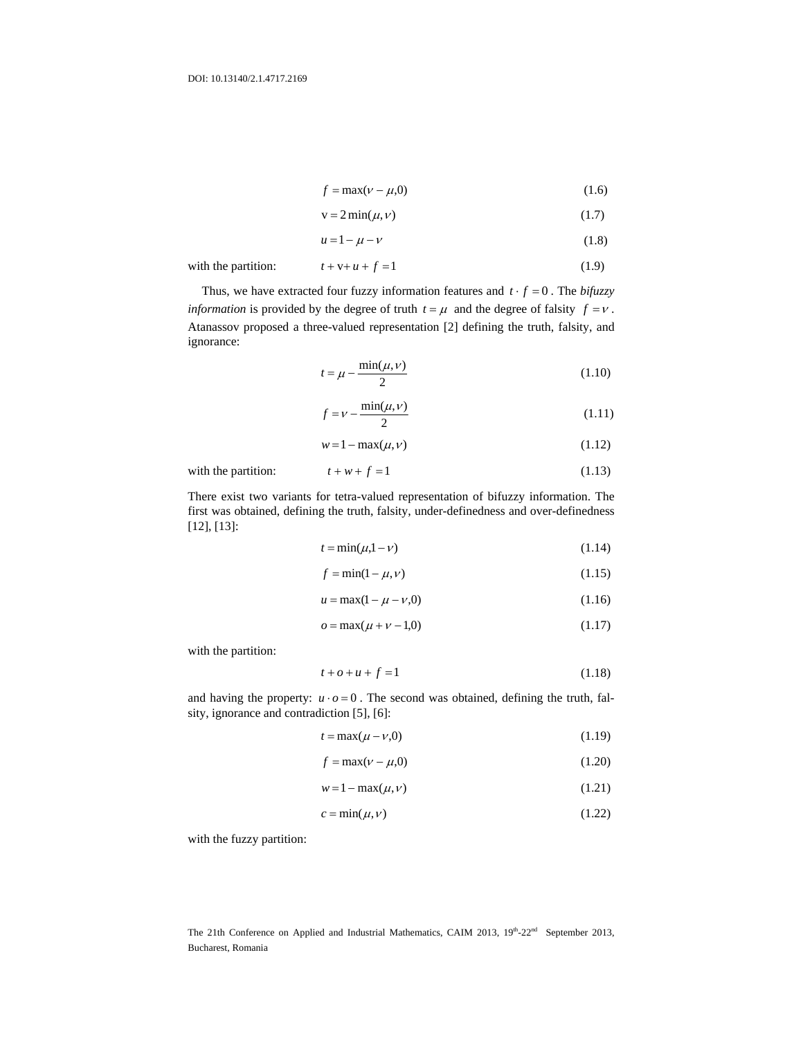$$f = \max(\nu - \mu, 0) \tag{1.6}$$

$$\text{v} = 2\min(\mu, \nu) \tag{1.7}$$

$$u = 1 - \mu - \nu \tag{1.8}$$

with the partition:

$$t + \text{v} + u + f = 1 \tag{1.9}$$

Thus, we have extracted four fuzzy information features and $t \cdot f = 0$. The *bifuzzy information* is provided by the degree of truth $t = \mu$ and the degree of falsity $f = \nu$. Atanassov proposed a three-valued representation [2] defining the truth, falsity, and ignorance:

$$t = \mu - \frac{\min(\mu, \nu)}{2} \tag{1.10}$$

$$f = \nu - \frac{\min(\mu, \nu)}{2} \tag{1.11}$$

$$w = 1 - \max(\mu, \nu) \tag{1.12}$$

with the partition:

$$t + w + f = 1 \tag{1.13}$$

There exist two variants for tetra-valued representation of bifuzzy information. The first was obtained, defining the truth, falsity, under-definedness and over-definedness [12], [13]:

$$t = \min(\mu, 1 - \nu) \tag{1.14}$$

$$f = \min(1 - \mu, \nu) \tag{1.15}$$

$$u = \max(1 - \mu - \nu, 0) \tag{1.16}$$

$$o = \max(\mu + \nu - 1, 0) \tag{1.17}$$

with the partition:

$$t + o + u + f = 1 \tag{1.18}$$

and having the property: $u \cdot o = 0$. The second was obtained, defining the truth, falsity, ignorance and contradiction [5], [6]:

$$t = \max(\mu - \nu, 0) \tag{1.19}$$

$$f = \max(\nu - \mu, 0) \tag{1.20}$$

$$w = 1 - \max(\mu, \nu) \tag{1.21}$$

$$c = \min(\mu, \nu) \tag{1.22}$$

with the fuzzy partition: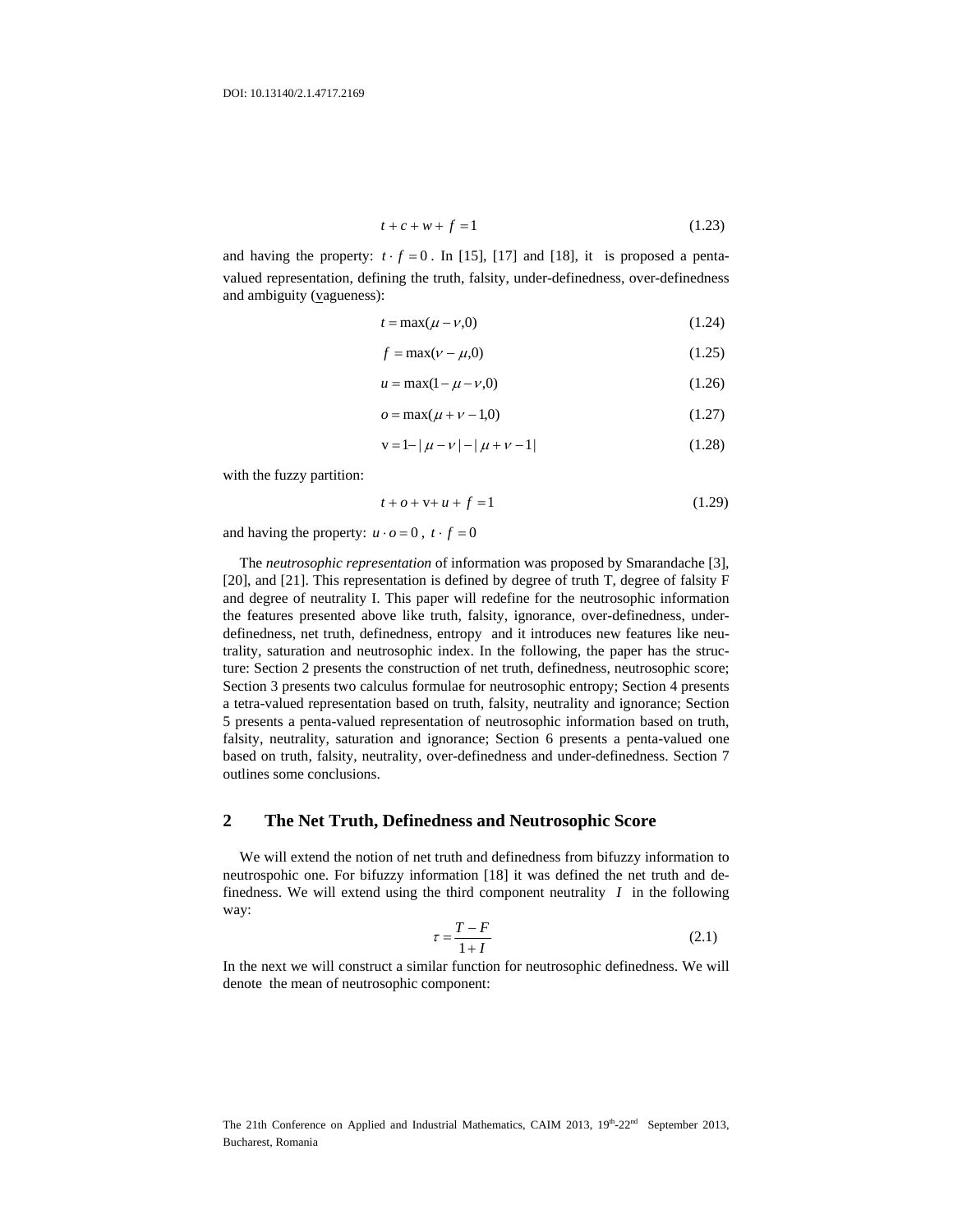$$t + c + w + f = 1 \tag{1.23}$$

and having the property: $t \cdot f = 0$. In [15], [17] and [18], it is proposed a penta-valued representation, defining the truth, falsity, under-definedness, over-definedness and ambiguity (vagueness):

$$t = \max(\mu - \nu, 0) \tag{1.24}$$

$$f = \max(\nu - \mu, 0) \tag{1.25}$$

$$u = \max(1 - \mu - \nu, 0) \tag{1.26}$$

$$o = \max(\mu + \nu - 1, 0) \tag{1.27}$$

$$\mathrm{v} = 1 - |\mu - \nu| - |\mu + \nu - 1| \tag{1.28}$$

with the fuzzy partition:

$$t + o + \mathrm{v} + u + f = 1 \tag{1.29}$$

and having the property: $u \cdot o = 0$, $t \cdot f = 0$

The *neutrosophic representation* of information was proposed by Smarandache [3], [20], and [21]. This representation is defined by degree of truth T, degree of falsity F and degree of neutrality I. This paper will redefine for the neutrosophic information the features presented above like truth, falsity, ignorance, over-definedness, under-definedness, net truth, definedness, entropy and it introduces new features like neutrality, saturation and neutrosophic index. In the following, the paper has the structure: Section 2 presents the construction of net truth, definedness, neutrosophic score; Section 3 presents two calculus formulae for neutrosophic entropy; Section 4 presents a tetra-valued representation based on truth, falsity, neutrality and ignorance; Section 5 presents a penta-valued representation of neutrosophic information based on truth, falsity, neutrality, saturation and ignorance; Section 6 presents a penta-valued one based on truth, falsity, neutrality, over-definedness and under-definedness. Section 7 outlines some conclusions.

## 2 The Net Truth, Definedness and Neutrosophic Score

We will extend the notion of net truth and definedness from bifuzzy information to neutrospohic one. For bifuzzy information [18] it was defined the net truth and definedness. We will extend using the third component neutrality $I$ in the following way:

$$\tau = \frac{T - F}{1 + I} \tag{2.1}$$

In the next we will construct a similar function for neutrosophic definedness. We will denote the mean of neutrosophic component: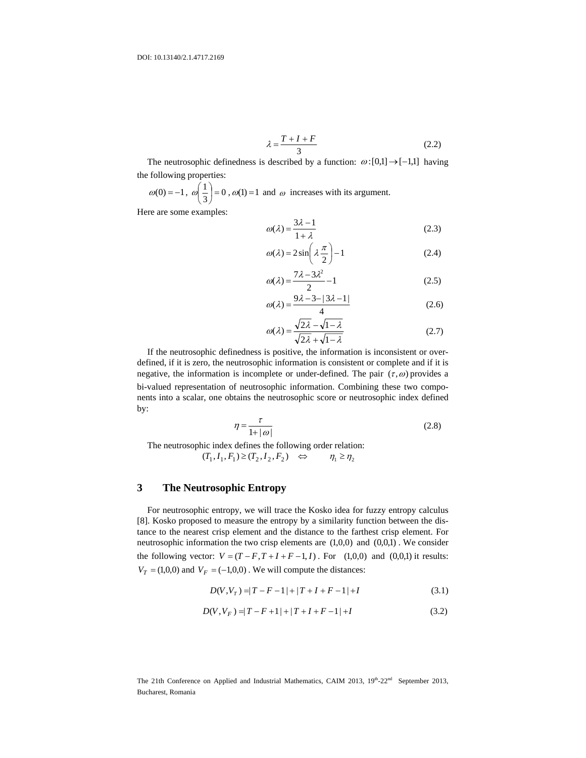$$\lambda = \frac{T + I + F}{3} \tag{2.2}$$

The neutrosophic definedness is described by a function: $\omega : [0,1] \to [-1,1]$ having the following properties:

$\omega(0) = -1$, $\omega\left(\frac{1}{3}\right) = 0$, $\omega(1) = 1$ and $\omega$ increases with its argument.

Here are some examples:

$$\omega(\lambda) = \frac{3\lambda - 1}{1 + \lambda} \tag{2.3}$$

$$\omega(\lambda) = 2\sin\left(\lambda \frac{\pi}{2}\right) - 1 \tag{2.4}$$

$$\omega(\lambda) = \frac{7\lambda - 3\lambda^2}{2} - 1 \tag{2.5}$$

$$\omega(\lambda) = \frac{9\lambda - 3 - |3\lambda - 1|}{4} \tag{2.6}$$

$$\omega(\lambda) = \frac{\sqrt{2\lambda} - \sqrt{1-\lambda}}{\sqrt{2\lambda} + \sqrt{1-\lambda}} \tag{2.7}$$

If the neutrosophic definedness is positive, the information is inconsistent or over-defined, if it is zero, the neutrosophic information is consistent or complete and if it is negative, the information is incomplete or under-defined. The pair $(\tau, \omega)$ provides a bi-valued representation of neutrosophic information. Combining these two components into a scalar, one obtains the neutrosophic score or neutrosophic index defined by:

$$\eta = \frac{\tau}{1 + |\omega|} \tag{2.8}$$

The neutrosophic index defines the following order relation:

$$(T_1, I_1, F_1) \geq (T_2, I_2, F_2) \quad \Leftrightarrow \quad \eta_1 \geq \eta_2$$

## 3 The Neutrosophic Entropy

For neutrosophic entropy, we will trace the Kosko idea for fuzzy entropy calculus [8]. Kosko proposed to measure the entropy by a similarity function between the distance to the nearest crisp element and the distance to the farthest crisp element. For neutrosophic information the two crisp elements are $(1,0,0)$ and $(0,0,1)$. We consider the following vector: $V = (T - F, T + I + F - 1, I)$. For $(1,0,0)$ and $(0,0,1)$ it results: $V_T = (1,0,0)$ and $V_F = (-1,0,0)$. We will compute the distances:

$$D(V, V_T) = |T - F - 1| + |T + I + F - 1| + I \tag{3.1}$$

$$D(V, V_F) = |T - F + 1| + |T + I + F - 1| + I \tag{3.2}$$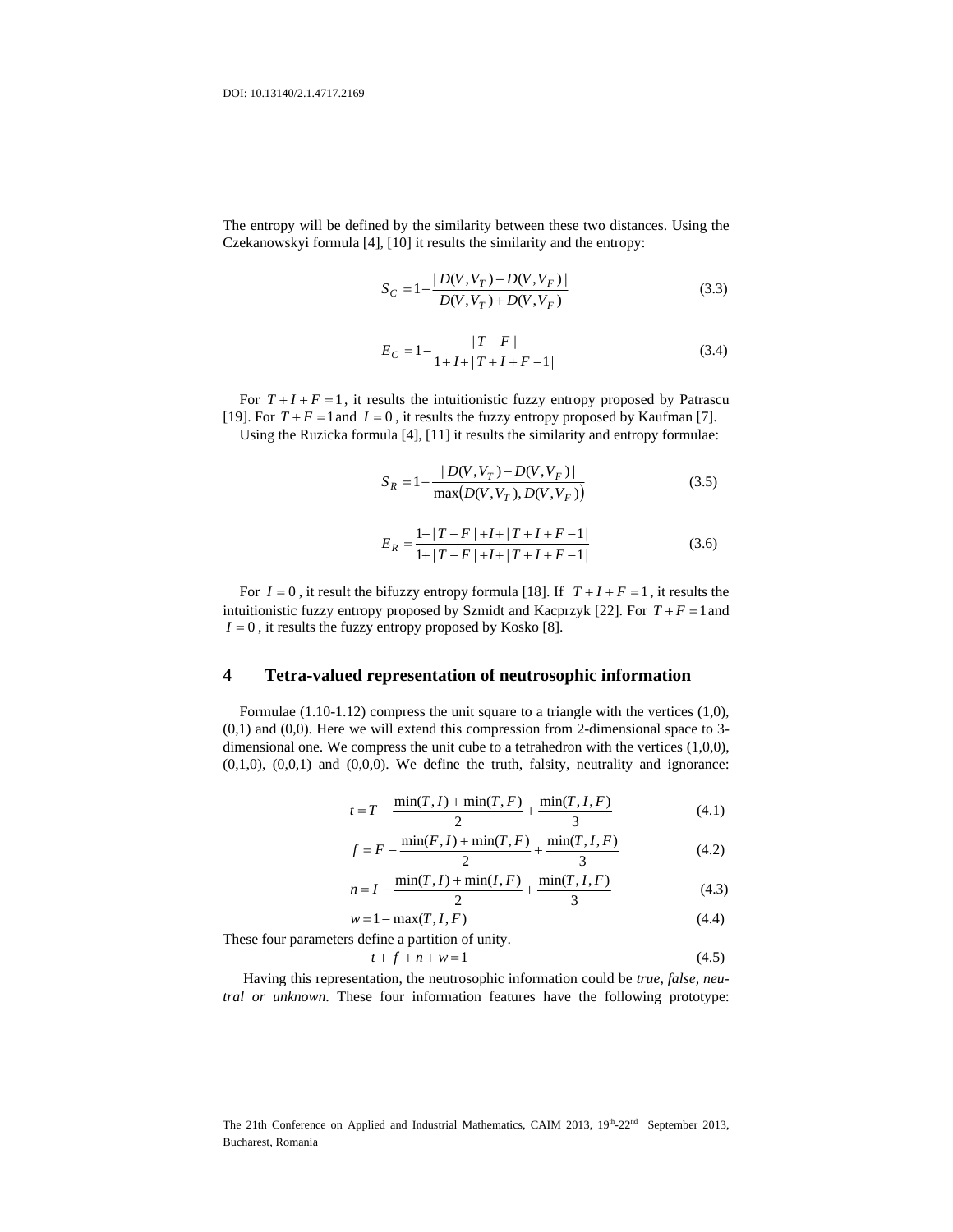The entropy will be defined by the similarity between these two distances. Using the Czekanowskyi formula [4], [10] it results the similarity and the entropy:

$$S_C = 1 - \frac{|D(V,V_T) - D(V,V_F)|}{D(V,V_T) + D(V,V_F)} \tag{3.3}$$

$$E_C = 1 - \frac{|T - F|}{1 + I + |T + I + F - 1|} \tag{3.4}$$

For $T + I + F = 1$, it results the intuitionistic fuzzy entropy proposed by Patrascu [19]. For $T + F = 1$ and $I = 0$, it results the fuzzy entropy proposed by Kaufman [7].

Using the Ruzicka formula [4], [11] it results the similarity and entropy formulae:

$$S_R = 1 - \frac{|D(V,V_T) - D(V,V_F)|}{\max\left(D(V,V_T), D(V,V_F)\right)} \tag{3.5}$$

$$E_R = \frac{1 - |T - F| + I + |T + I + F - 1|}{1 + |T - F| + I + |T + I + F - 1|} \tag{3.6}$$

For $I = 0$, it result the bifuzzy entropy formula [18]. If $T + I + F = 1$, it results the intuitionistic fuzzy entropy proposed by Szmidt and Kacprzyk [22]. For $T + F = 1$ and $I = 0$, it results the fuzzy entropy proposed by Kosko [8].

## 4 Tetra-valued representation of neutrosophic information

Formulae (1.10-1.12) compress the unit square to a triangle with the vertices (1,0), (0,1) and (0,0). Here we will extend this compression from 2-dimensional space to 3-dimensional one. We compress the unit cube to a tetrahedron with the vertices (1,0,0), (0,1,0), (0,0,1) and (0,0,0). We define the truth, falsity, neutrality and ignorance:

$$t = T - \frac{\min(T,I) + \min(T,F)}{2} + \frac{\min(T,I,F)}{3} \tag{4.1}$$

$$f = F - \frac{\min(F,I) + \min(T,F)}{2} + \frac{\min(T,I,F)}{3} \tag{4.2}$$

$$n = I - \frac{\min(T,I) + \min(I,F)}{2} + \frac{\min(T,I,F)}{3} \tag{4.3}$$

$$w = 1 - \max(T,I,F) \tag{4.4}$$

These four parameters define a partition of unity.

$$t + f + n + w = 1 \tag{4.5}$$

Having this representation, the neutrosophic information could be *true, false, neutral or unknown*. These four information features have the following prototype: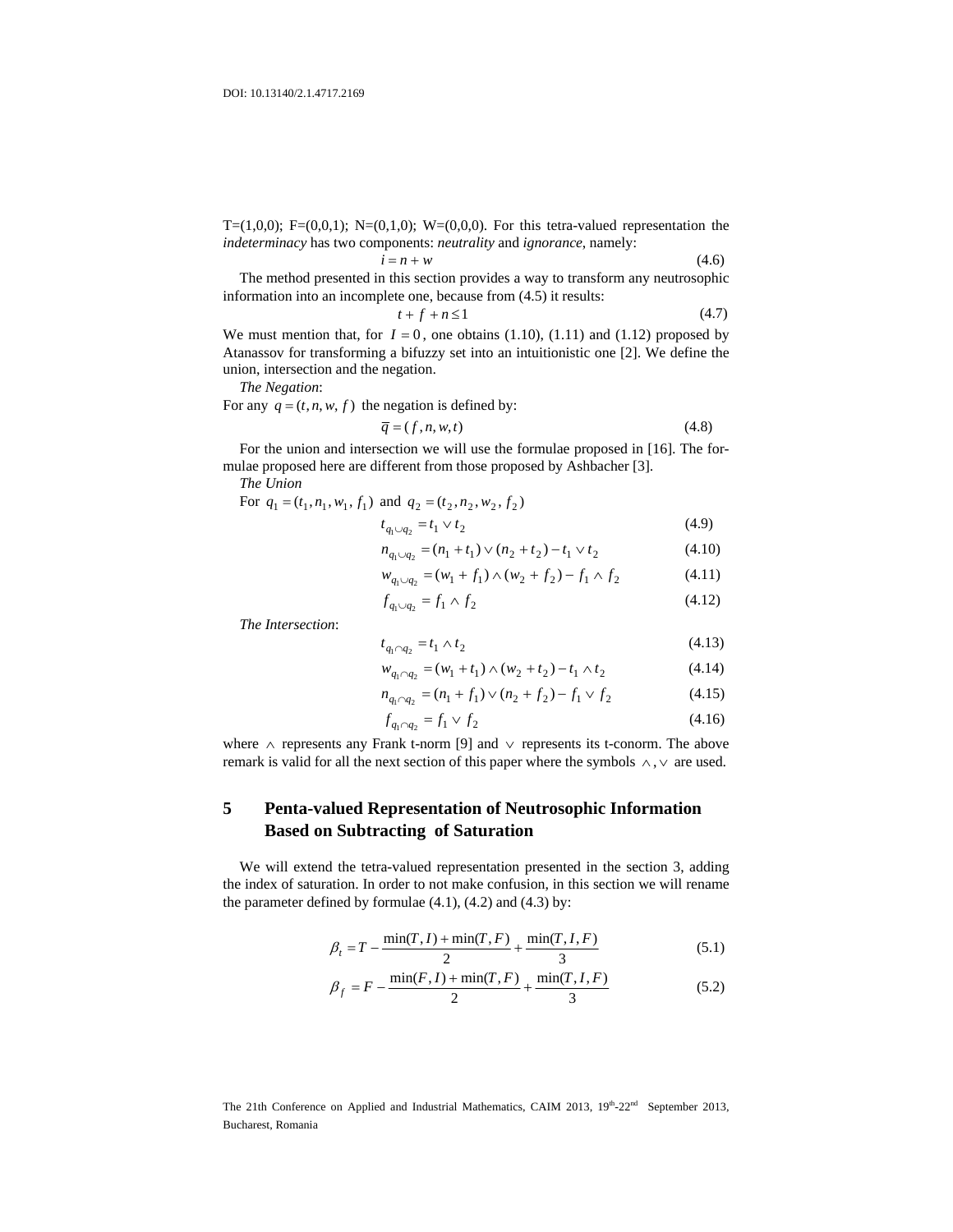T=(1,0,0); F=(0,0,1); N=(0,1,0); W=(0,0,0). For this tetra-valued representation the *indeterminacy* has two components: *neutrality* and *ignorance*, namely:

$$i = n + w \tag{4.6}$$

The method presented in this section provides a way to transform any neutrosophic information into an incomplete one, because from (4.5) it results:

$$t + f + n \leq 1 \tag{4.7}$$

We must mention that, for $I = 0$, one obtains (1.10), (1.11) and (1.12) proposed by Atanassov for transforming a bifuzzy set into an intuitionistic one [2]. We define the union, intersection and the negation.

*The Negation*:

For any $q = (t, n, w, f)$ the negation is defined by:

$$\overline{q} = (f, n, w, t) \tag{4.8}$$

For the union and intersection we will use the formulae proposed in [16]. The formulae proposed here are different from those proposed by Ashbacher [3].

*The Union*

For $q_1 = (t_1, n_1, w_1, f_1)$ and $q_2 = (t_2, n_2, w_2, f_2)$

$$t_{q_1 \cup q_2} = t_1 \vee t_2 \tag{4.9}$$

$$n_{q_1 \cup q_2} = (n_1 + t_1) \vee (n_2 + t_2) - t_1 \vee t_2 \tag{4.10}$$

$$w_{q_1 \cup q_2} = (w_1 + f_1) \wedge (w_2 + f_2) - f_1 \wedge f_2 \tag{4.11}$$

$$f_{q_1 \cup q_2} = f_1 \wedge f_2 \tag{4.12}$$

*The Intersection*:

$$t_{q_1 \cap q_2} = t_1 \wedge t_2 \tag{4.13}$$

$$w_{q_1 \cap q_2} = (w_1 + t_1) \wedge (w_2 + t_2) - t_1 \wedge t_2 \tag{4.14}$$

$$n_{q_1 \cap q_2} = (n_1 + f_1) \vee (n_2 + f_2) - f_1 \vee f_2 \tag{4.15}$$

$$f_{q_1 \cap q_2} = f_1 \vee f_2 \tag{4.16}$$

where $\wedge$ represents any Frank t-norm [9] and $\vee$ represents its t-conorm. The above remark is valid for all the next section of this paper where the symbols $\wedge, \vee$ are used.

## 5 Penta-valued Representation of Neutrosophic Information Based on Subtracting of Saturation

We will extend the tetra-valued representation presented in the section 3, adding the index of saturation. In order to not make confusion, in this section we will rename the parameter defined by formulae (4.1), (4.2) and (4.3) by:

$$\beta_t = T - \frac{\min(T, I) + \min(T, F)}{2} + \frac{\min(T, I, F)}{3} \tag{5.1}$$

$$\beta_f = F - \frac{\min(F, I) + \min(T, F)}{2} + \frac{\min(T, I, F)}{3} \tag{5.2}$$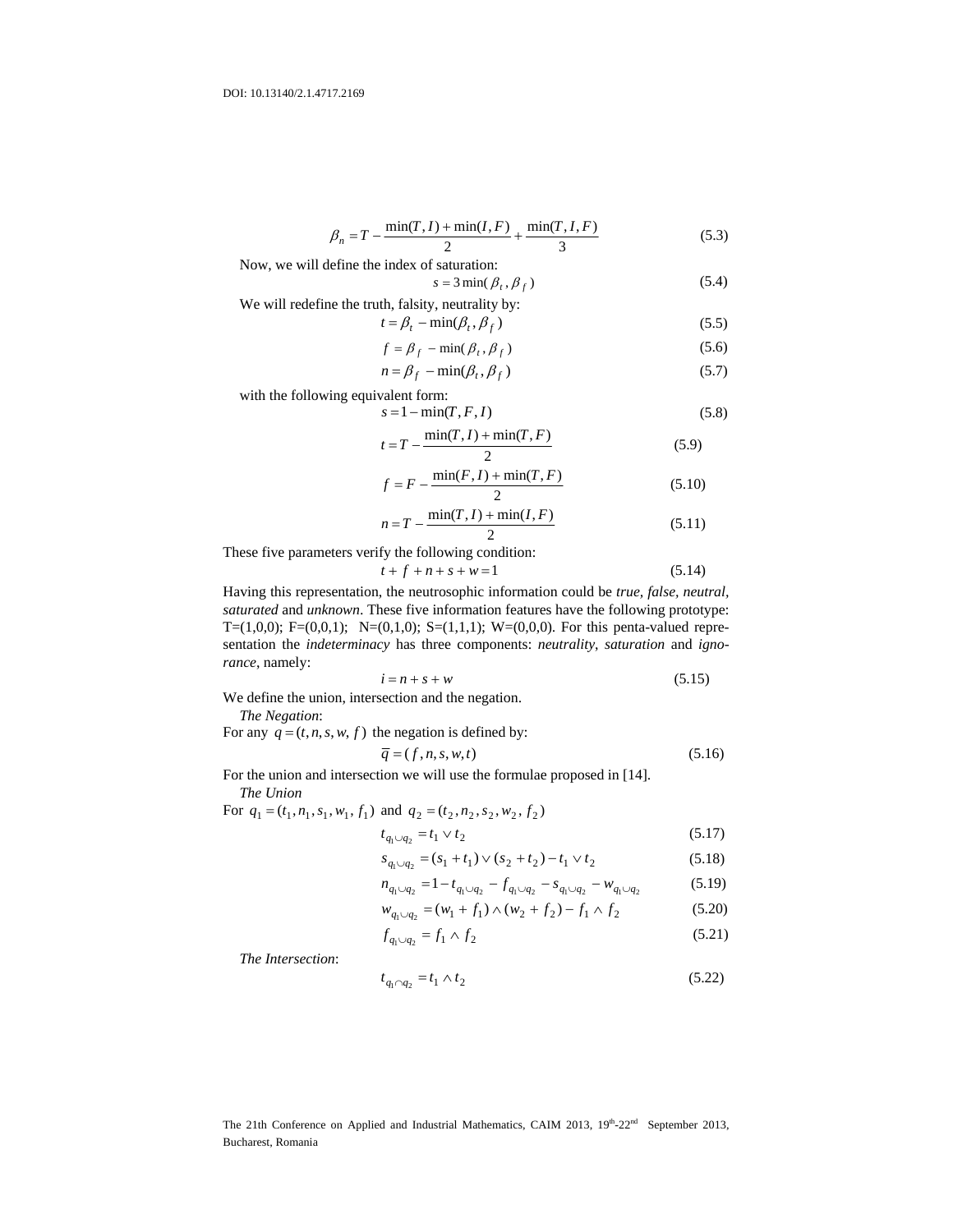$$\beta_n = T - \frac{\min(T,I) + \min(I,F)}{2} + \frac{\min(T,I,F)}{3} \tag{5.3}$$

Now, we will define the index of saturation:

$$s = 3\min(\beta_t, \beta_f) \tag{5.4}$$

We will redefine the truth, falsity, neutrality by:

$$t = \beta_t - \min(\beta_t, \beta_f) \tag{5.5}$$

$$f = \beta_f - \min(\beta_t, \beta_f) \tag{5.6}$$

$$n = \beta_f - \min(\beta_t, \beta_f) \tag{5.7}$$

with the following equivalent form:

$$s = 1 - \min(T, F, I) \tag{5.8}$$

$$t = T - \frac{\min(T,I) + \min(T,F)}{2} \tag{5.9}$$

$$f = F - \frac{\min(F,I) + \min(T,F)}{2} \tag{5.10}$$

$$n = T - \frac{\min(T,I) + \min(I,F)}{2} \tag{5.11}$$

These five parameters verify the following condition:

$$t + f + n + s + w = 1 \tag{5.14}$$

Having this representation, the neutrosophic information could be *true*, *false*, *neutral*, *saturated* and *unknown*. These five information features have the following prototype: T=(1,0,0); F=(0,0,1); N=(0,1,0); S=(1,1,1); W=(0,0,0). For this penta-valued representation the *indeterminacy* has three components: *neutrality*, *saturation* and *ignorance*, namely:

$$i = n + s + w \tag{5.15}$$

We define the union, intersection and the negation.

*The Negation*:

For any $q = (t, n, s, w, f)$ the negation is defined by:

$$\bar{q} = (f, n, s, w, t) \tag{5.16}$$

For the union and intersection we will use the formulae proposed in [14].

*The Union*

For $q_1 = (t_1, n_1, s_1, w_1, f_1)$ and $q_2 = (t_2, n_2, s_2, w_2, f_2)$

$$t_{q_1 \cup q_2} = t_1 \vee t_2 \tag{5.17}$$

$$s_{q_1 \cup q_2} = (s_1 + t_1) \vee (s_2 + t_2) - t_1 \vee t_2 \tag{5.18}$$

$$n_{q_1 \cup q_2} = 1 - t_{q_1 \cup q_2} - f_{q_1 \cup q_2} - s_{q_1 \cup q_2} - w_{q_1 \cup q_2} \tag{5.19}$$

$$w_{q_1 \cup q_2} = (w_1 + f_1) \wedge (w_2 + f_2) - f_1 \wedge f_2 \tag{5.20}$$

$$f_{q_1 \cup q_2} = f_1 \wedge f_2 \tag{5.21}$$

*The Intersection*:

$$t_{q_1 \cap q_2} = t_1 \wedge t_2 \tag{5.22}$$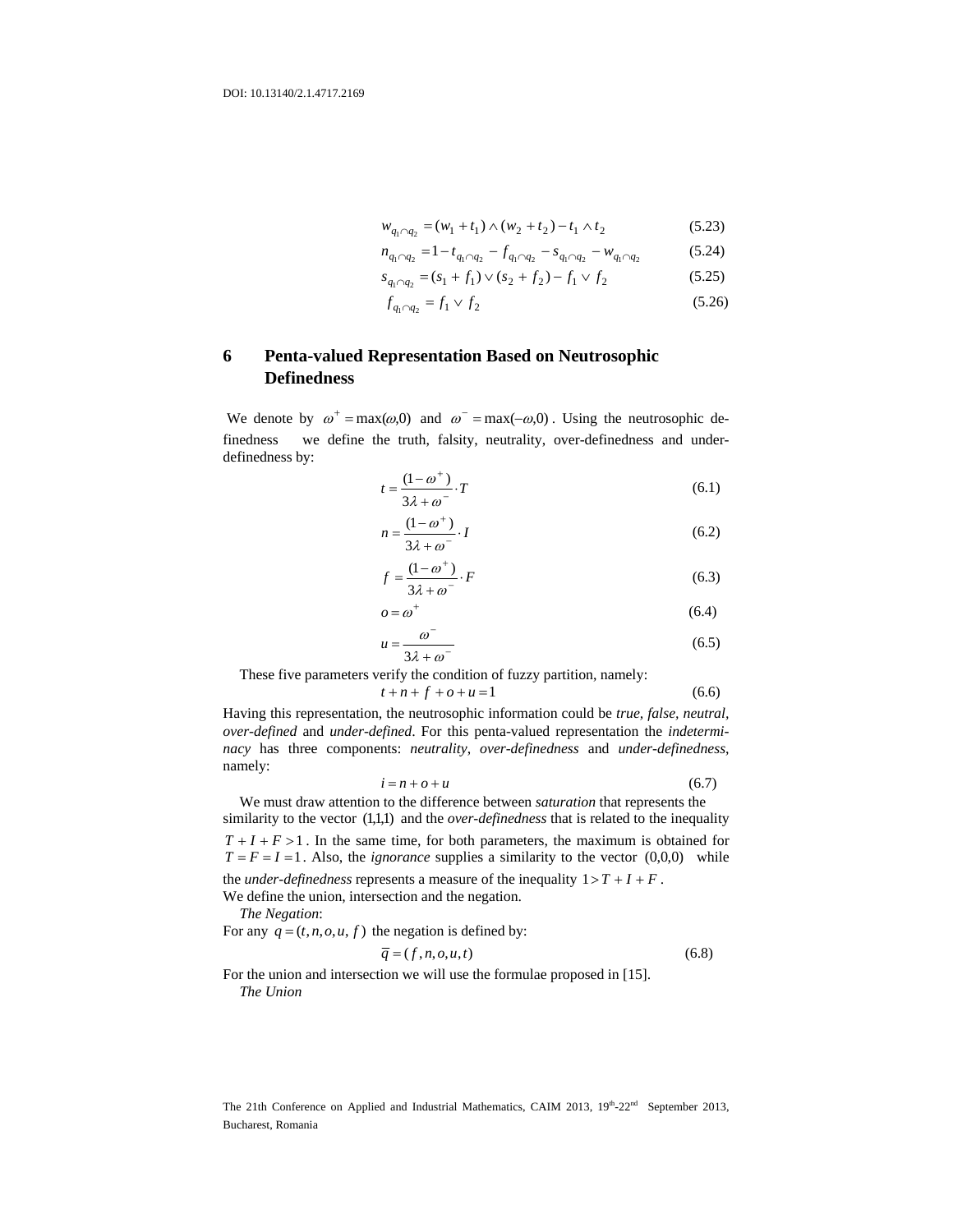$$w_{q_1 \cap q_2} = (w_1 + t_1) \wedge (w_2 + t_2) - t_1 \wedge t_2 \tag{5.23}$$

$$n_{q_1 \cap q_2} = 1 - t_{q_1 \cap q_2} - f_{q_1 \cap q_2} - s_{q_1 \cap q_2} - w_{q_1 \cap q_2} \tag{5.24}$$

$$s_{q_1 \cap q_2} = (s_1 + f_1) \vee (s_2 + f_2) - f_1 \vee f_2 \tag{5.25}$$

$$f_{q_1 \cap q_2} = f_1 \vee f_2 \tag{5.26}$$

## 6 Penta-valued Representation Based on Neutrosophic Definedness

We denote by $\omega^+ = \max(\omega, 0)$ and $\omega^- = \max(-\omega, 0)$. Using the neutrosophic definedness we define the truth, falsity, neutrality, over-definedness and under-definedness by:

$$t = \frac{(1 - \omega^+)}{3\lambda + \omega^-} \cdot T \tag{6.1}$$

$$n = \frac{(1 - \omega^+)}{3\lambda + \omega^-} \cdot I \tag{6.2}$$

$$f = \frac{(1 - \omega^+)}{3\lambda + \omega^-} \cdot F \tag{6.3}$$

$$o = \omega^+ \tag{6.4}$$

$$u = \frac{\omega^-}{3\lambda + \omega^-} \tag{6.5}$$

These five parameters verify the condition of fuzzy partition, namely:

$$t + n + f + o + u = 1 \tag{6.6}$$

Having this representation, the neutrosophic information could be *true*, *false*, *neutral*, *over-defined* and *under-defined*. For this penta-valued representation the *indeterminacy* has three components: *neutrality*, *over-definedness* and *under-definedness*, namely:

$$i = n + o + u \tag{6.7}$$

We must draw attention to the difference between *saturation* that represents the similarity to the vector $(1,1,1)$ and the *over-definedness* that is related to the inequality $T + I + F > 1$. In the same time, for both parameters, the maximum is obtained for $T = F = I = 1$. Also, the *ignorance* supplies a similarity to the vector $(0,0,0)$ while the *under-definedness* represents a measure of the inequality $1 > T + I + F$.

We define the union, intersection and the negation.

*The Negation*:

For any $q = (t, n, o, u, f)$ the negation is defined by:

$$\overline{q} = (f, n, o, u, t) \tag{6.8}$$

For the union and intersection we will use the formulae proposed in [15].

*The Union*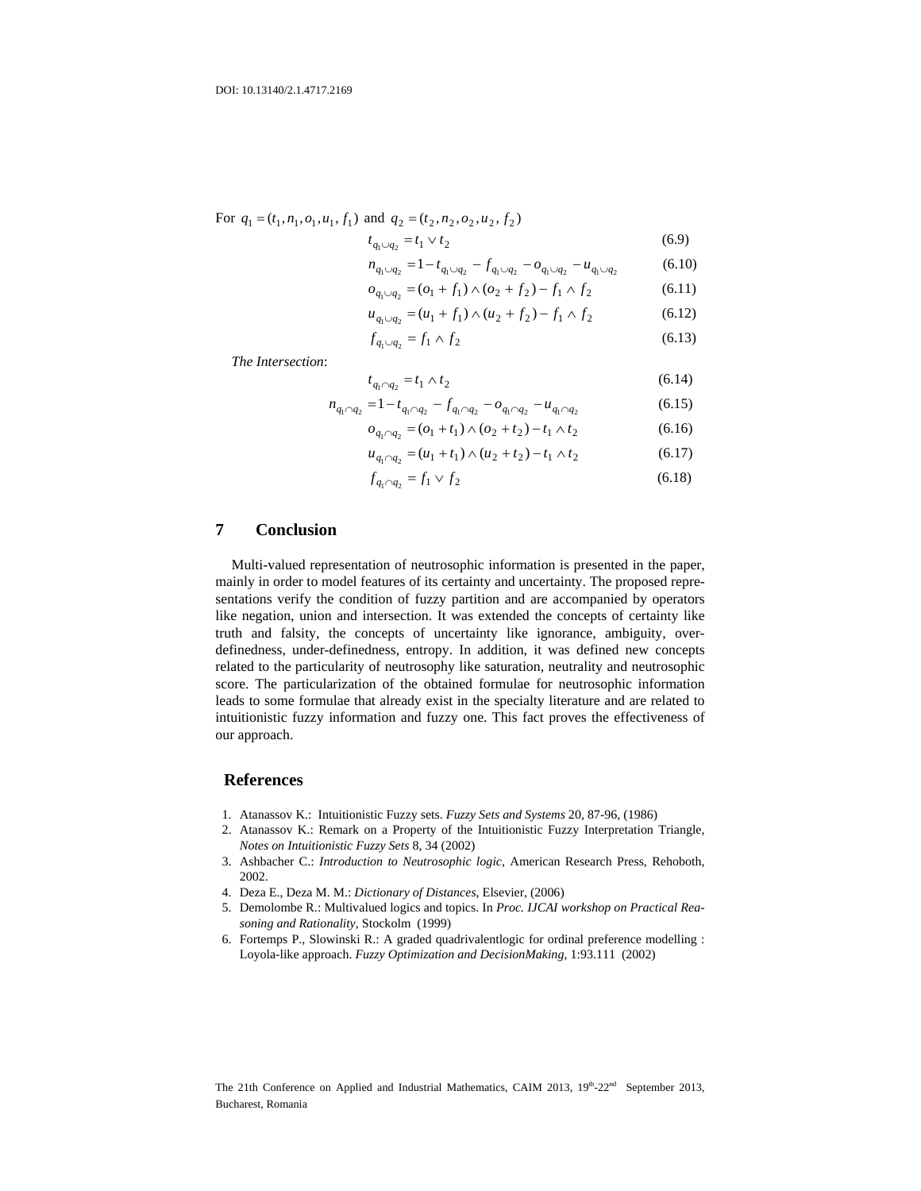For $q_1 = (t_1, n_1, o_1, u_1, f_1)$ and $q_2 = (t_2, n_2, o_2, u_2, f_2)$

$$t_{q_1 \cup q_2} = t_1 \vee t_2 \tag{6.9}$$

$$n_{q_1 \cup q_2} = 1 - t_{q_1 \cup q_2} - f_{q_1 \cup q_2} - o_{q_1 \cup q_2} - u_{q_1 \cup q_2} \tag{6.10}$$

$$o_{q_1 \cup q_2} = (o_1 + f_1) \wedge (o_2 + f_2) - f_1 \wedge f_2 \tag{6.11}$$

$$u_{q_1 \cup q_2} = (u_1 + f_1) \wedge (u_2 + f_2) - f_1 \wedge f_2 \tag{6.12}$$

$$f_{q_1 \cup q_2} = f_1 \wedge f_2 \tag{6.13}$$

*The Intersection*:

$$t_{q_1 \cap q_2} = t_1 \wedge t_2 \tag{6.14}$$

$$n_{q_1 \cap q_2} = 1 - t_{q_1 \cap q_2} - f_{q_1 \cap q_2} - o_{q_1 \cap q_2} - u_{q_1 \cap q_2} \tag{6.15}$$

$$o_{q_1 \cap q_2} = (o_1 + t_1) \wedge (o_2 + t_2) - t_1 \wedge t_2 \tag{6.16}$$

$$u_{q_1 \cap q_2} = (u_1 + t_1) \wedge (u_2 + t_2) - t_1 \wedge t_2 \tag{6.17}$$

$$f_{q_1 \cap q_2} = f_1 \vee f_2 \tag{6.18}$$

## 7 Conclusion

Multi-valued representation of neutrosophic information is presented in the paper, mainly in order to model features of its certainty and uncertainty. The proposed representations verify the condition of fuzzy partition and are accompanied by operators like negation, union and intersection. It was extended the concepts of certainty like truth and falsity, the concepts of uncertainty like ignorance, ambiguity, over-definedness, under-definedness, entropy. In addition, it was defined new concepts related to the particularity of neutrosophy like saturation, neutrality and neutrosophic score. The particularization of the obtained formulae for neutrosophic information leads to some formulae that already exist in the specialty literature and are related to intuitionistic fuzzy information and fuzzy one. This fact proves the effectiveness of our approach.

## References

1. Atanassov K.: Intuitionistic Fuzzy sets. *Fuzzy Sets and Systems* 20, 87-96, (1986)
2. Atanassov K.: Remark on a Property of the Intuitionistic Fuzzy Interpretation Triangle, *Notes on Intuitionistic Fuzzy Sets* 8, 34 (2002)
3. Ashbacher C.: *Introduction to Neutrosophic logic*, American Research Press, Rehoboth, 2002.
4. Deza E., Deza M. M.: *Dictionary of Distances*, Elsevier, (2006)
5. Demolombe R.: Multivalued logics and topics. In *Proc. IJCAI workshop on Practical Reasoning and Rationality*, Stockolm (1999)
6. Fortemps P., Slowinski R.: A graded quadrivalentlogic for ordinal preference modelling : Loyola-like approach. *Fuzzy Optimization and DecisionMaking*, 1:93.111 (2002)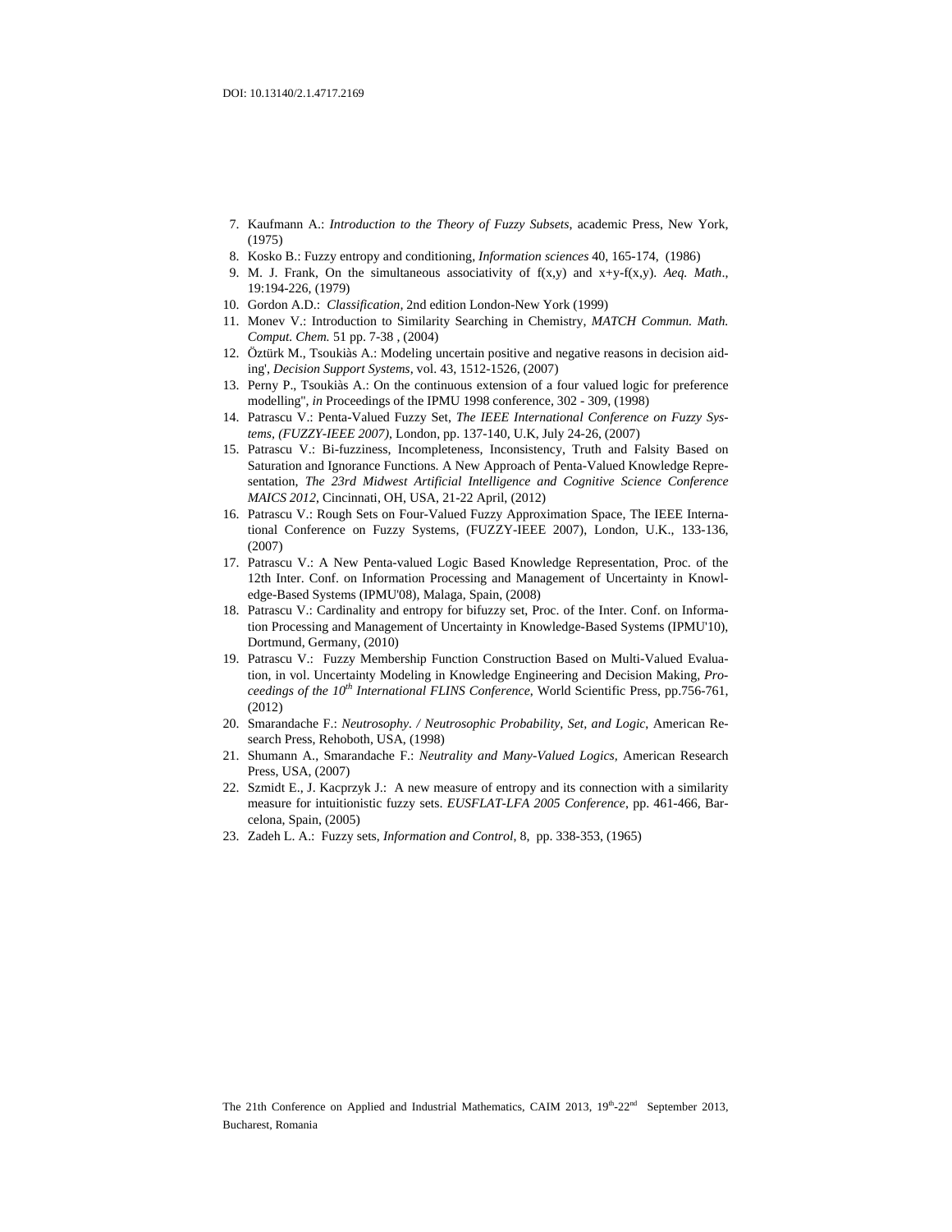7. Kaufmann A.: *Introduction to the Theory of Fuzzy Subsets*, academic Press, New York, (1975)
8. Kosko B.: Fuzzy entropy and conditioning, *Information sciences* 40, 165-174, (1986)
9. M. J. Frank, On the simultaneous associativity of f(x,y) and x+y-f(x,y). *Aeq. Math*., 19:194-226, (1979)
10. Gordon A.D.: *Classification*, 2nd edition London-New York (1999)
11. Monev V.: Introduction to Similarity Searching in Chemistry, *MATCH Commun. Math. Comput. Chem.* 51 pp. 7-38 , (2004)
12. Öztürk M., Tsoukiàs A.: Modeling uncertain positive and negative reasons in decision aiding', *Decision Support Systems*, vol. 43, 1512-1526, (2007)
13. Perny P., Tsoukiàs A.: On the continuous extension of a four valued logic for preference modelling", *in* Proceedings of the IPMU 1998 conference, 302 - 309, (1998)
14. Patrascu V.: Penta-Valued Fuzzy Set, *The IEEE International Conference on Fuzzy Systems, (FUZZY-IEEE 2007)*, London, pp. 137-140, U.K, July 24-26, (2007)
15. Patrascu V.: Bi-fuzziness, Incompleteness, Inconsistency, Truth and Falsity Based on Saturation and Ignorance Functions. A New Approach of Penta-Valued Knowledge Representation, *The 23rd Midwest Artificial Intelligence and Cognitive Science Conference MAICS 2012*, Cincinnati, OH, USA, 21-22 April, (2012)
16. Patrascu V.: Rough Sets on Four-Valued Fuzzy Approximation Space, The IEEE International Conference on Fuzzy Systems, (FUZZY-IEEE 2007), London, U.K., 133-136, (2007)
17. Patrascu V.: A New Penta-valued Logic Based Knowledge Representation, Proc. of the 12th Inter. Conf. on Information Processing and Management of Uncertainty in Knowledge-Based Systems (IPMU'08), Malaga, Spain, (2008)
18. Patrascu V.: Cardinality and entropy for bifuzzy set, Proc. of the Inter. Conf. on Information Processing and Management of Uncertainty in Knowledge-Based Systems (IPMU'10), Dortmund, Germany, (2010)
19. Patrascu V.: Fuzzy Membership Function Construction Based on Multi-Valued Evaluation, in vol. Uncertainty Modeling in Knowledge Engineering and Decision Making, *Proceedings of the 10th International FLINS Conference*, World Scientific Press, pp.756-761, (2012)
20. Smarandache F.: *Neutrosophy. / Neutrosophic Probability, Set, and Logic*, American Research Press, Rehoboth, USA, (1998)
21. Shumann A., Smarandache F.: *Neutrality and Many-Valued Logics*, American Research Press, USA, (2007)
22. Szmidt E., J. Kacprzyk J.: A new measure of entropy and its connection with a similarity measure for intuitionistic fuzzy sets. *EUSFLAT-LFA 2005 Conference*, pp. 461-466, Barcelona, Spain, (2005)
23. Zadeh L. A.: Fuzzy sets, *Information and Control*, 8, pp. 338-353, (1965)